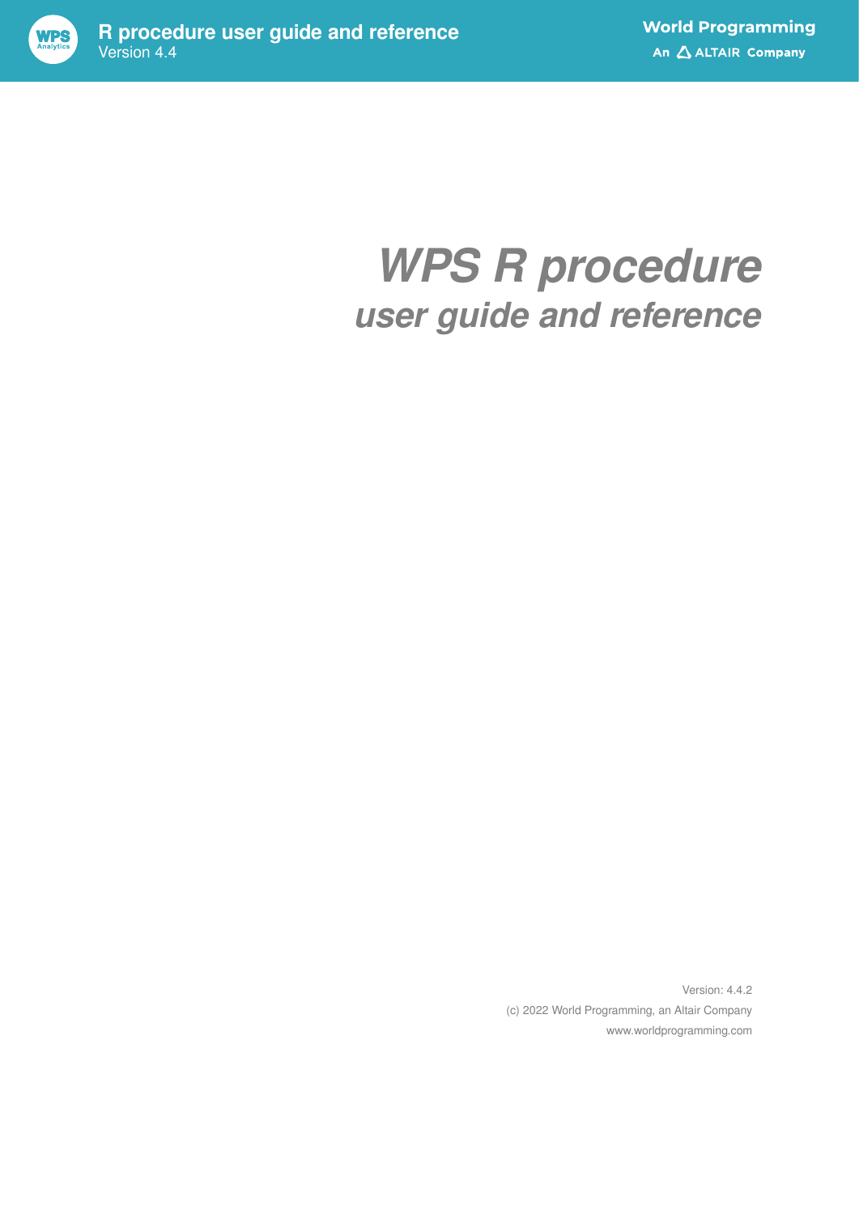# *WPS R procedure*

## *user guide and reference*

Version: 4.4.2

(c) 2022 World Programming, an Altair Company

www.worldprogramming.com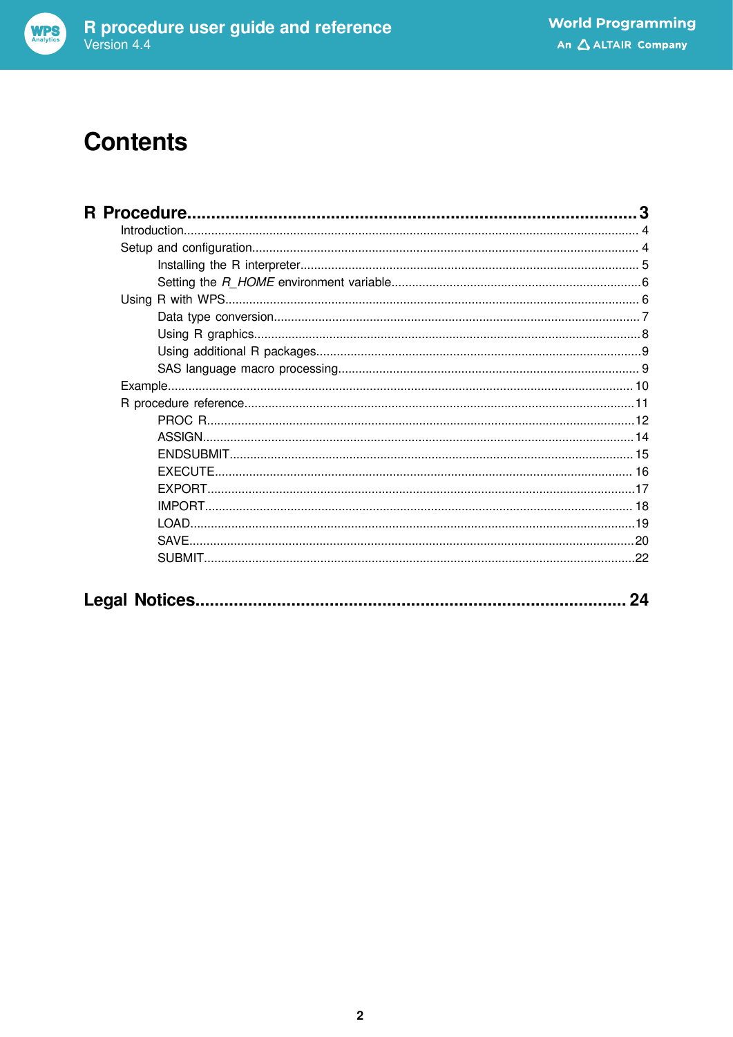# Contents

**R Procedure ... 3**

- Introduction ... 4
- Setup and configuration ... 4
  - Installing the R interpreter ... 5
  - Setting the *R_HOME* environment variable ... 6
- Using R with WPS ... 6
  - Data type conversion ... 7
  - Using R graphics ... 8
  - Using additional R packages ... 9
  - SAS language macro processing ... 9
- Example ... 10
- R procedure reference ... 11
  - PROC R ... 12
  - ASSIGN ... 14
  - ENDSUBMIT ... 15
  - EXECUTE ... 16
  - EXPORT ... 17
  - IMPORT ... 18
  - LOAD ... 19
  - SAVE ... 20
  - SUBMIT ... 22

**Legal Notices ... 24**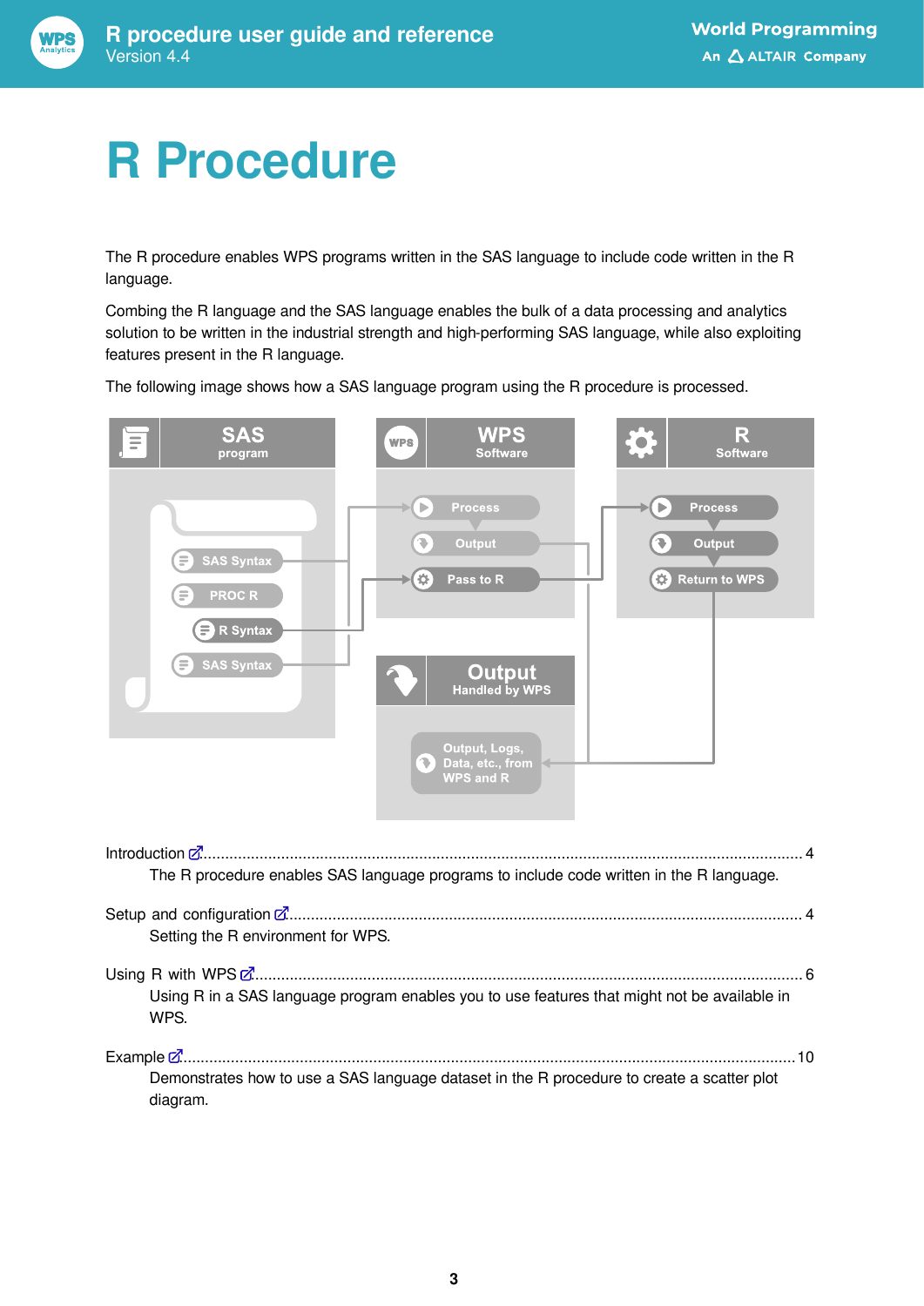# R Procedure

The R procedure enables WPS programs written in the SAS language to include code written in the R language.

Combing the R language and the SAS language enables the bulk of a data processing and analytics solution to be written in the industrial strength and high-performing SAS language, while also exploiting features present in the R language.

The following image shows how a SAS language program using the R procedure is processed.

Introduction ........................................................................................................................................ 4

The R procedure enables SAS language programs to include code written in the R language.

Setup and configuration ..................................................................................................................... 4

Setting the R environment for WPS.

Using R with WPS ............................................................................................................................. 6

Using R in a SAS language program enables you to use features that might not be available in WPS.

Example ............................................................................................................................................ 10

Demonstrates how to use a SAS language dataset in the R procedure to create a scatter plot diagram.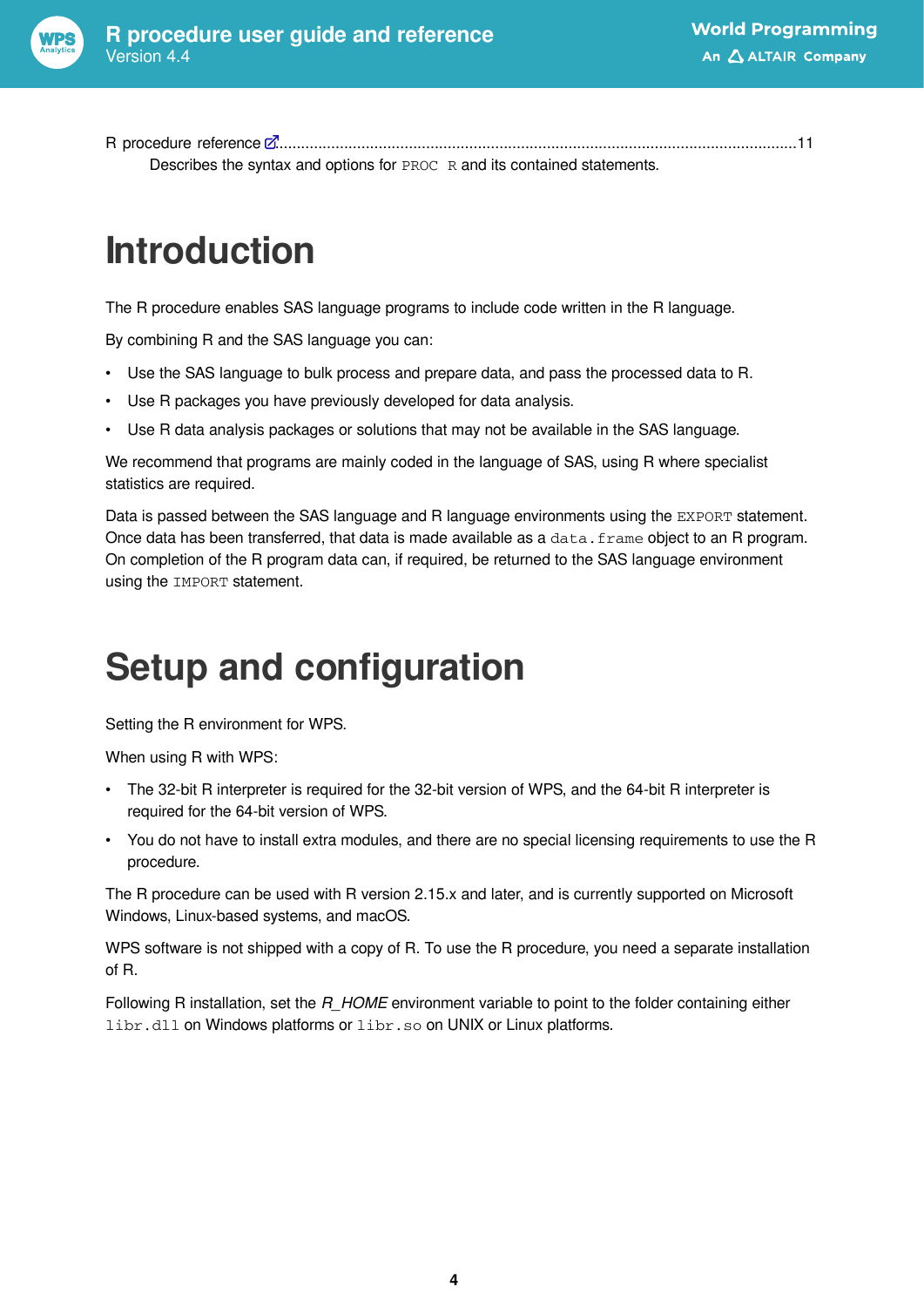R procedure reference ........................................................................................................................................11

Describes the syntax and options for `PROC R` and its contained statements.

# Introduction

The R procedure enables SAS language programs to include code written in the R language.

By combining R and the SAS language you can:

- Use the SAS language to bulk process and prepare data, and pass the processed data to R.
- Use R packages you have previously developed for data analysis.
- Use R data analysis packages or solutions that may not be available in the SAS language.

We recommend that programs are mainly coded in the language of SAS, using R where specialist statistics are required.

Data is passed between the SAS language and R language environments using the `EXPORT` statement. Once data has been transferred, that data is made available as a `data.frame` object to an R program. On completion of the R program data can, if required, be returned to the SAS language environment using the `IMPORT` statement.

# Setup and configuration

Setting the R environment for WPS.

When using R with WPS:

- The 32-bit R interpreter is required for the 32-bit version of WPS, and the 64-bit R interpreter is required for the 64-bit version of WPS.
- You do not have to install extra modules, and there are no special licensing requirements to use the R procedure.

The R procedure can be used with R version 2.15.x and later, and is currently supported on Microsoft Windows, Linux-based systems, and macOS.

WPS software is not shipped with a copy of R. To use the R procedure, you need a separate installation of R.

Following R installation, set the *R_HOME* environment variable to point to the folder containing either `libr.dll` on Windows platforms or `libr.so` on UNIX or Linux platforms.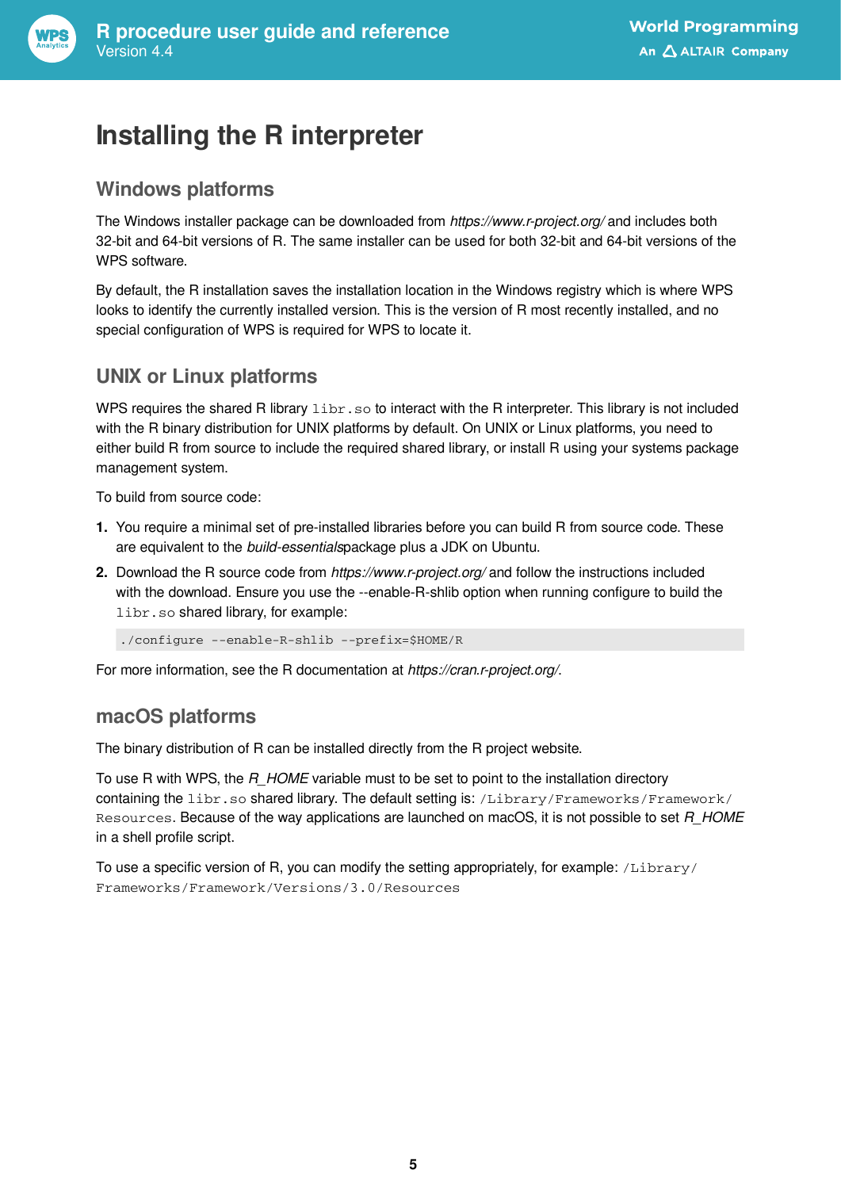# Installing the R interpreter

## Windows platforms

The Windows installer package can be downloaded from *https://www.r-project.org/* and includes both 32-bit and 64-bit versions of R. The same installer can be used for both 32-bit and 64-bit versions of the WPS software.

By default, the R installation saves the installation location in the Windows registry which is where WPS looks to identify the currently installed version. This is the version of R most recently installed, and no special configuration of WPS is required for WPS to locate it.

## UNIX or Linux platforms

WPS requires the shared R library `libr.so` to interact with the R interpreter. This library is not included with the R binary distribution for UNIX platforms by default. On UNIX or Linux platforms, you need to either build R from source to include the required shared library, or install R using your systems package management system.

To build from source code:

1. You require a minimal set of pre-installed libraries before you can build R from source code. These are equivalent to the *build-essentials*package plus a JDK on Ubuntu.
2. Download the R source code from *https://www.r-project.org/* and follow the instructions included with the download. Ensure you use the --enable-R-shlib option when running configure to build the `libr.so` shared library, for example:

```
./configure --enable-R-shlib --prefix=$HOME/R
```

For more information, see the R documentation at *https://cran.r-project.org/*.

## macOS platforms

The binary distribution of R can be installed directly from the R project website.

To use R with WPS, the *R_HOME* variable must to be set to point to the installation directory containing the `libr.so` shared library. The default setting is: `/Library/Frameworks/Framework/Resources`. Because of the way applications are launched on macOS, it is not possible to set *R_HOME* in a shell profile script.

To use a specific version of R, you can modify the setting appropriately, for example: `/Library/Frameworks/Framework/Versions/3.0/Resources`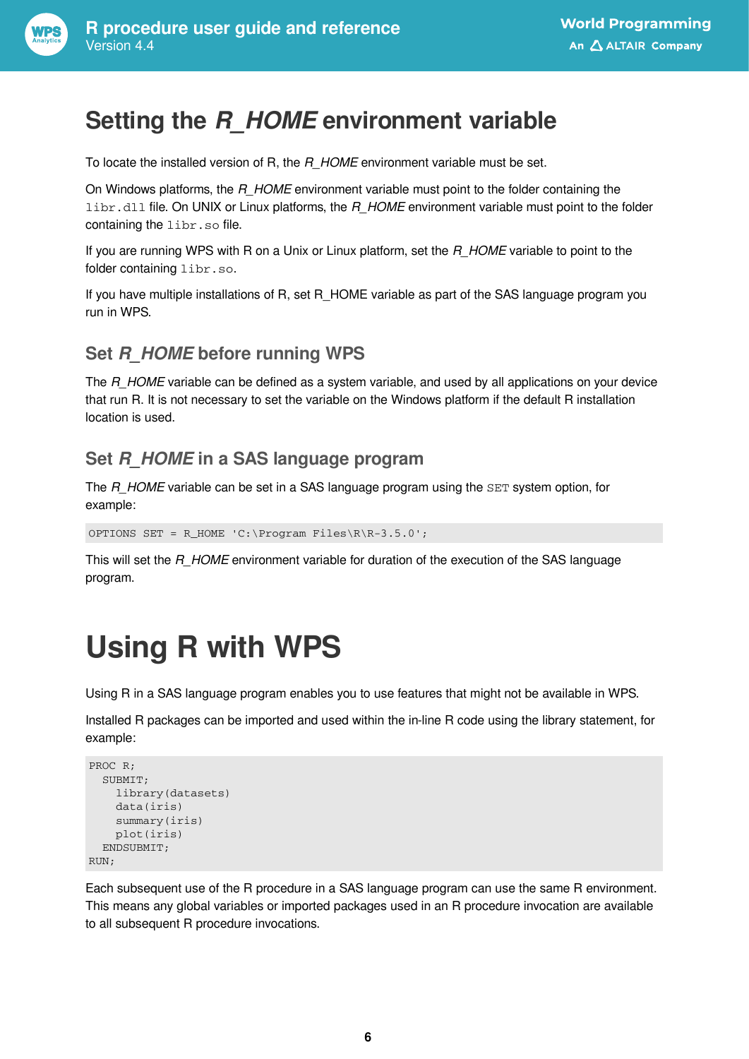# Setting the *R_HOME* environment variable

To locate the installed version of R, the *R_HOME* environment variable must be set.

On Windows platforms, the *R_HOME* environment variable must point to the folder containing the `libr.dll` file. On UNIX or Linux platforms, the *R_HOME* environment variable must point to the folder containing the `libr.so` file.

If you are running WPS with R on a Unix or Linux platform, set the *R_HOME* variable to point to the folder containing `libr.so`.

If you have multiple installations of R, set R_HOME variable as part of the SAS language program you run in WPS.

## Set *R_HOME* before running WPS

The *R_HOME* variable can be defined as a system variable, and used by all applications on your device that run R. It is not necessary to set the variable on the Windows platform if the default R installation location is used.

## Set *R_HOME* in a SAS language program

The *R_HOME* variable can be set in a SAS language program using the `SET` system option, for example:

```
OPTIONS SET = R_HOME 'C:\Program Files\R\R-3.5.0';
```

This will set the *R_HOME* environment variable for duration of the execution of the SAS language program.

# Using R with WPS

Using R in a SAS language program enables you to use features that might not be available in WPS.

Installed R packages can be imported and used within the in-line R code using the library statement, for example:

```
PROC R;
  SUBMIT;
    library(datasets)
    data(iris)
    summary(iris)
    plot(iris)
  ENDSUBMIT;
RUN;
```

Each subsequent use of the R procedure in a SAS language program can use the same R environment. This means any global variables or imported packages used in an R procedure invocation are available to all subsequent R procedure invocations.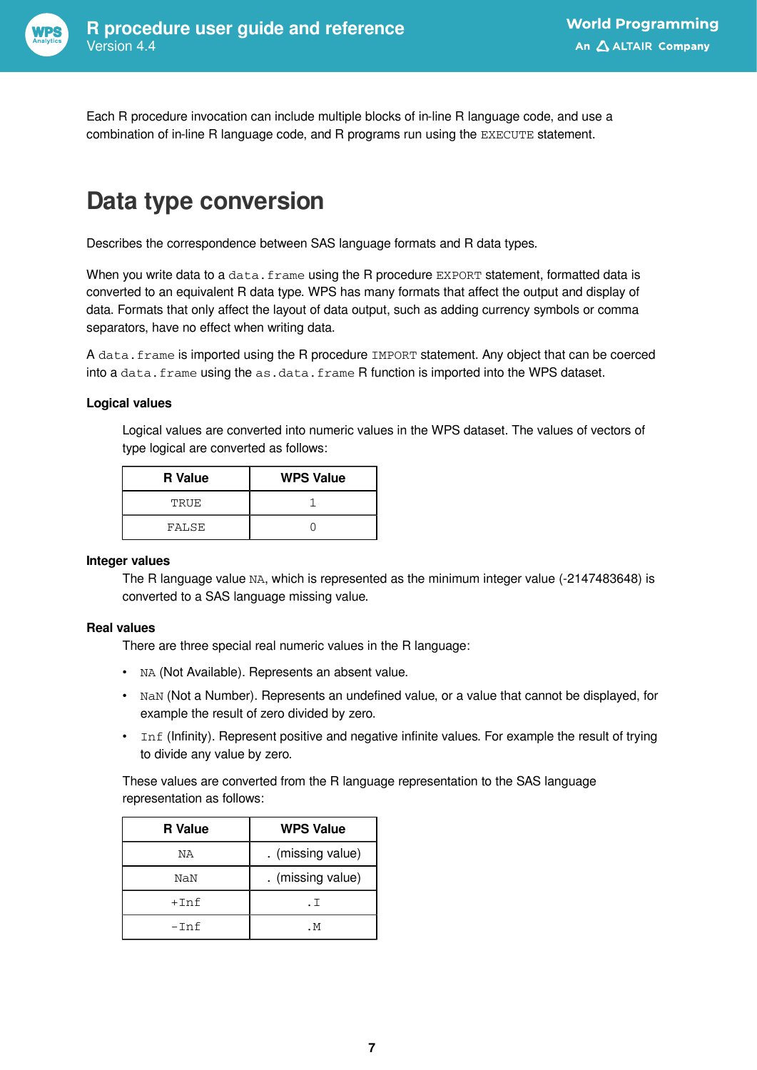Each R procedure invocation can include multiple blocks of in-line R language code, and use a combination of in-line R language code, and R programs run using the `EXECUTE` statement.

# Data type conversion

Describes the correspondence between SAS language formats and R data types.

When you write data to a `data.frame` using the R procedure `EXPORT` statement, formatted data is converted to an equivalent R data type. WPS has many formats that affect the output and display of data. Formats that only affect the layout of data output, such as adding currency symbols or comma separators, have no effect when writing data.

A `data.frame` is imported using the R procedure `IMPORT` statement. Any object that can be coerced into a `data.frame` using the `as.data.frame` R function is imported into the WPS dataset.

### Logical values

Logical values are converted into numeric values in the WPS dataset. The values of vectors of type logical are converted as follows:

| R Value | WPS Value |
|---|---|
| `TRUE` | `1` |
| `FALSE` | `0` |

### Integer values

The R language value `NA`, which is represented as the minimum integer value (-2147483648) is converted to a SAS language missing value.

### Real values

There are three special real numeric values in the R language:

- `NA` (Not Available). Represents an absent value.
- `NaN` (Not a Number). Represents an undefined value, or a value that cannot be displayed, for example the result of zero divided by zero.
- `Inf` (Infinity). Represent positive and negative infinite values. For example the result of trying to divide any value by zero.

These values are converted from the R language representation to the SAS language representation as follows:

| R Value | WPS Value |
|---|---|
| `NA` | . (missing value) |
| `NaN` | . (missing value) |
| `+Inf` | `.I` |
| `-Inf` | `.M` |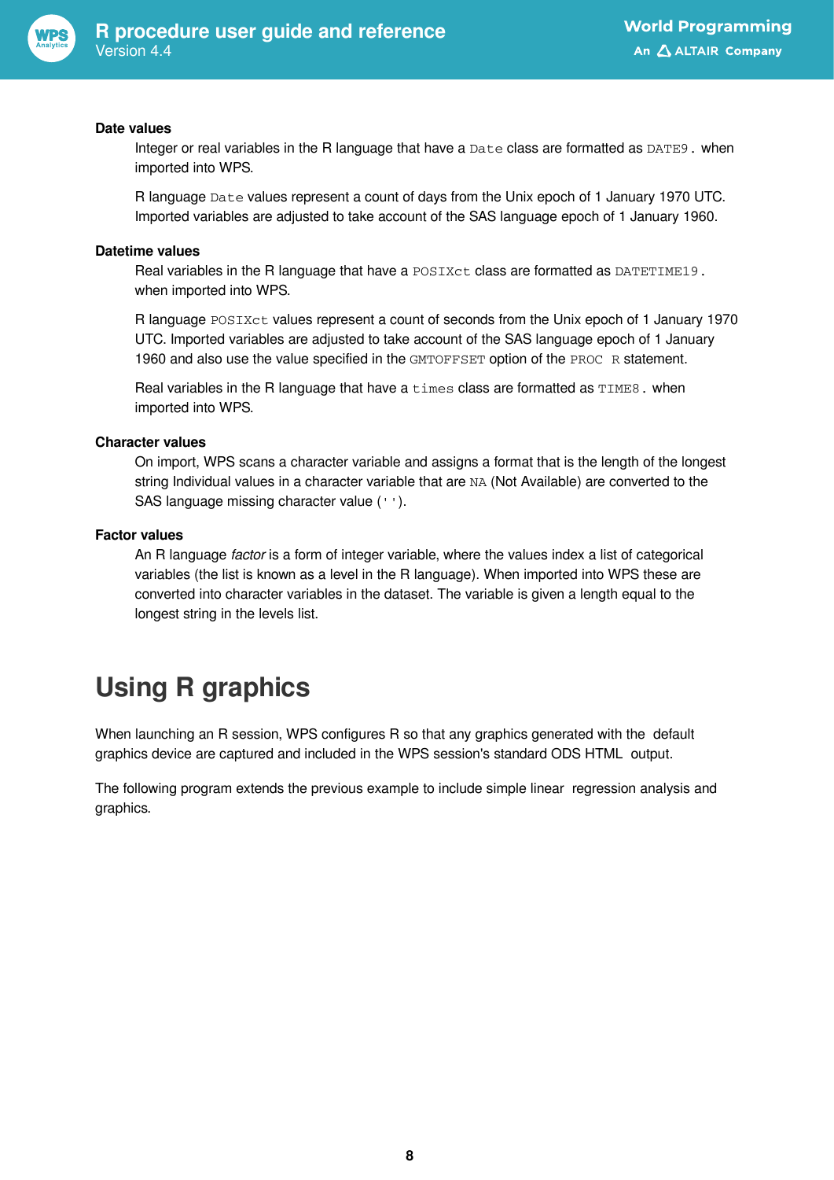**Date values**

Integer or real variables in the R language that have a `Date` class are formatted as `DATE9.` when imported into WPS.

R language `Date` values represent a count of days from the Unix epoch of 1 January 1970 UTC. Imported variables are adjusted to take account of the SAS language epoch of 1 January 1960.

**Datetime values**

Real variables in the R language that have a `POSIXct` class are formatted as `DATETIME19.` when imported into WPS.

R language `POSIXct` values represent a count of seconds from the Unix epoch of 1 January 1970 UTC. Imported variables are adjusted to take account of the SAS language epoch of 1 January 1960 and also use the value specified in the `GMTOFFSET` option of the `PROC R` statement.

Real variables in the R language that have a `times` class are formatted as `TIME8.` when imported into WPS.

**Character values**

On import, WPS scans a character variable and assigns a format that is the length of the longest string Individual values in a character variable that are `NA` (Not Available) are converted to the SAS language missing character value (`''`).

**Factor values**

An R language *factor* is a form of integer variable, where the values index a list of categorical variables (the list is known as a level in the R language). When imported into WPS these are converted into character variables in the dataset. The variable is given a length equal to the longest string in the levels list.

# Using R graphics

When launching an R session, WPS configures R so that any graphics generated with the default graphics device are captured and included in the WPS session's standard ODS HTML output.

The following program extends the previous example to include simple linear regression analysis and graphics.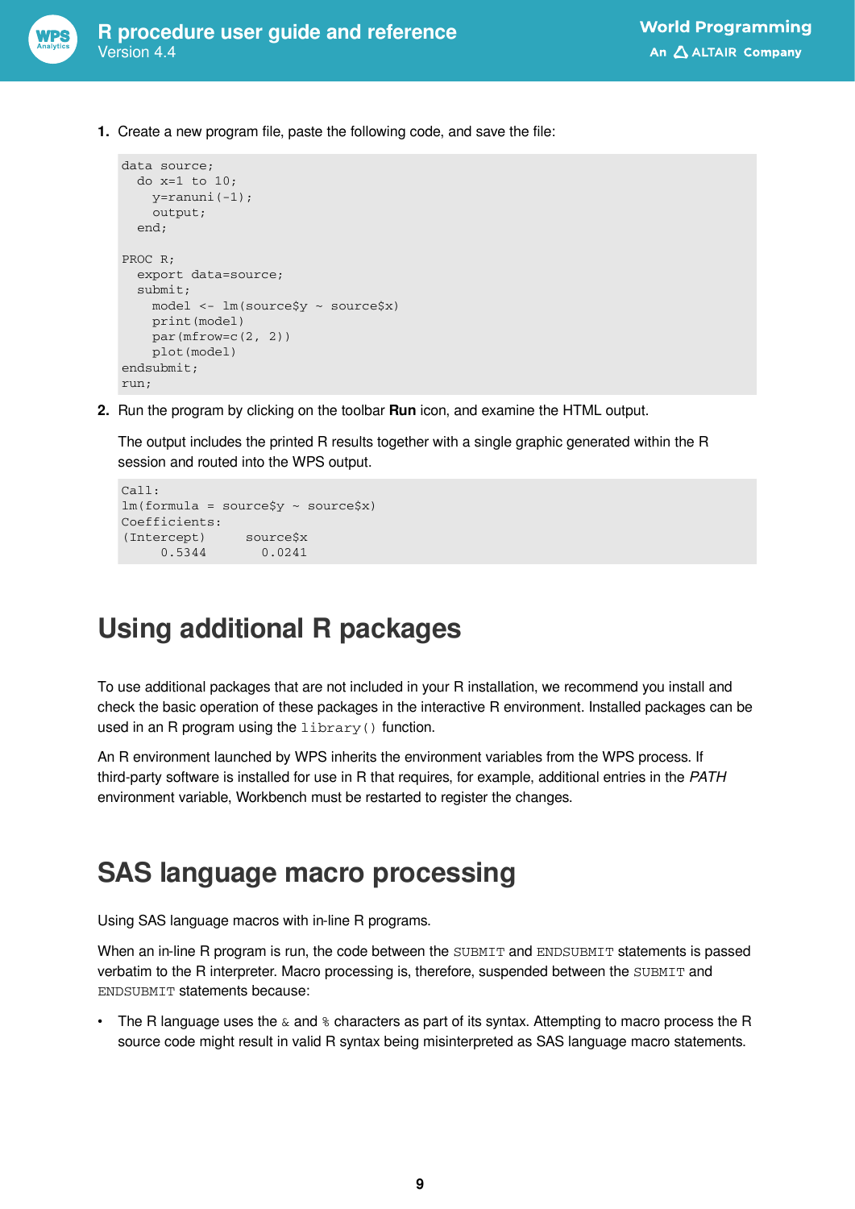1. Create a new program file, paste the following code, and save the file:

```
data source;
  do x=1 to 10;
    y=ranuni(-1);
    output;
  end;

PROC R;
  export data=source;
  submit;
    model <- lm(source$y ~ source$x)
    print(model)
    par(mfrow=c(2, 2))
    plot(model)
endsubmit;
run;
```

2. Run the program by clicking on the toolbar **Run** icon, and examine the HTML output.

   The output includes the printed R results together with a single graphic generated within the R session and routed into the WPS output.

```
Call:
lm(formula = source$y ~ source$x)
Coefficients:
(Intercept)      source$x
     0.5344        0.0241
```

# Using additional R packages

To use additional packages that are not included in your R installation, we recommend you install and check the basic operation of these packages in the interactive R environment. Installed packages can be used in an R program using the `library()` function.

An R environment launched by WPS inherits the environment variables from the WPS process. If third-party software is installed for use in R that requires, for example, additional entries in the *PATH* environment variable, Workbench must be restarted to register the changes.

# SAS language macro processing

Using SAS language macros with in-line R programs.

When an in-line R program is run, the code between the `SUBMIT` and `ENDSUBMIT` statements is passed verbatim to the R interpreter. Macro processing is, therefore, suspended between the `SUBMIT` and `ENDSUBMIT` statements because:

- The R language uses the `&` and `%` characters as part of its syntax. Attempting to macro process the R source code might result in valid R syntax being misinterpreted as SAS language macro statements.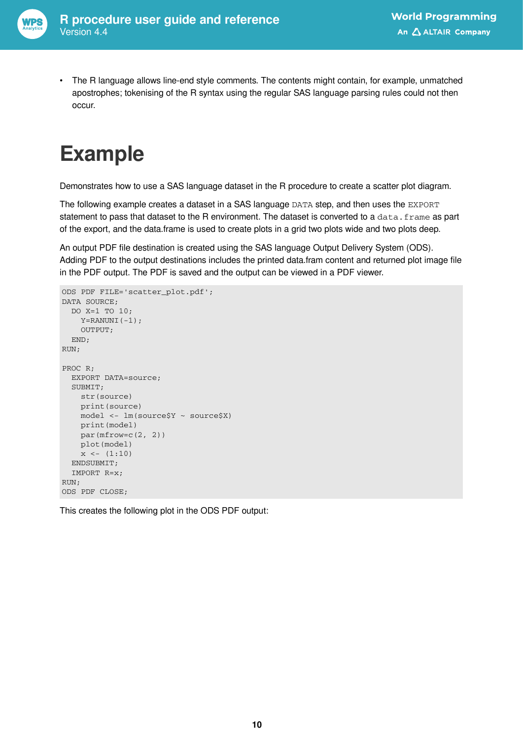- The R language allows line-end style comments. The contents might contain, for example, unmatched apostrophes; tokenising of the R syntax using the regular SAS language parsing rules could not then occur.

# Example

Demonstrates how to use a SAS language dataset in the R procedure to create a scatter plot diagram.

The following example creates a dataset in a SAS language `DATA` step, and then uses the `EXPORT` statement to pass that dataset to the R environment. The dataset is converted to a `data.frame` as part of the export, and the data.frame is used to create plots in a grid two plots wide and two plots deep.

An output PDF file destination is created using the SAS language Output Delivery System (ODS). Adding PDF to the output destinations includes the printed data.fram content and returned plot image file in the PDF output. The PDF is saved and the output can be viewed in a PDF viewer.

```
ODS PDF FILE='scatter_plot.pdf';
DATA SOURCE;
  DO X=1 TO 10;
    Y=RANUNI(-1);
    OUTPUT;
  END;
RUN;

PROC R;
  EXPORT DATA=source;
  SUBMIT;
    str(source)
    print(source)
    model <- lm(source$Y ~ source$X)
    print(model)
    par(mfrow=c(2, 2))
    plot(model)
    x <- (1:10)
  ENDSUBMIT;
  IMPORT R=x;
RUN;
ODS PDF CLOSE;
```

This creates the following plot in the ODS PDF output: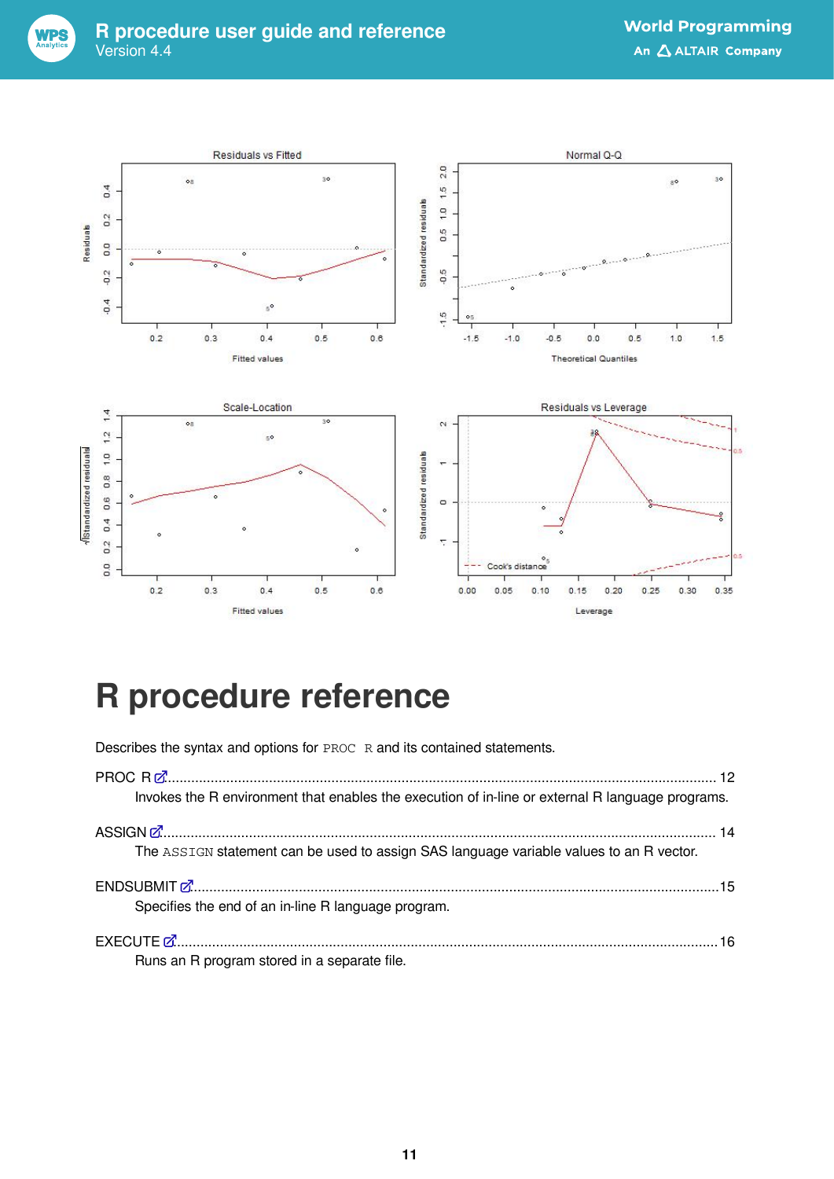# R procedure reference

Describes the syntax and options for `PROC R` and its contained statements.

PROC R ........................................................................................................................................ 12
    Invokes the R environment that enables the execution of in-line or external R language programs.

ASSIGN ........................................................................................................................................ 14
    The `ASSIGN` statement can be used to assign SAS language variable values to an R vector.

ENDSUBMIT ..................................................................................................................................15
    Specifies the end of an in-line R language program.

EXECUTE .....................................................................................................................................16
    Runs an R program stored in a separate file.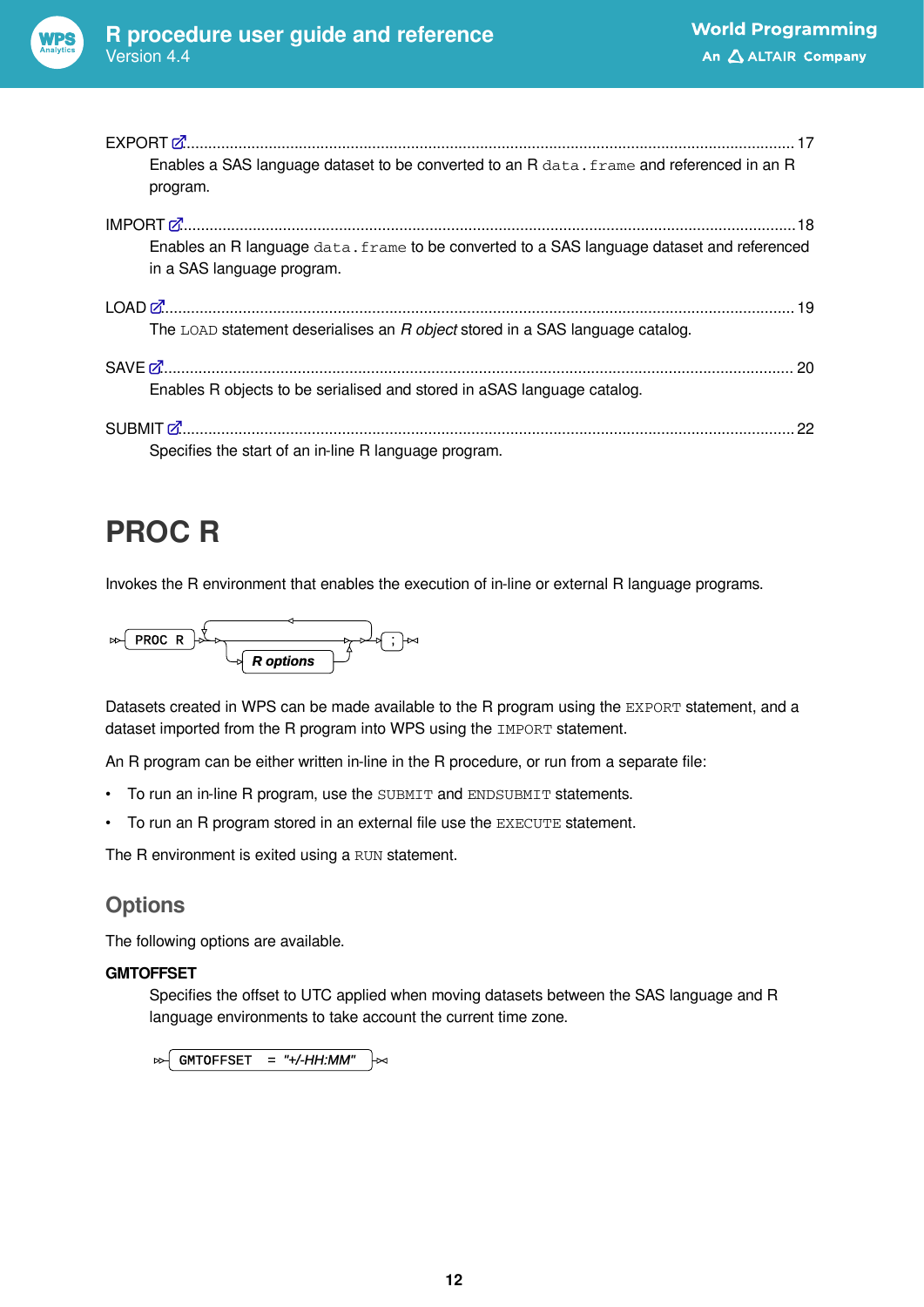EXPORT ........................................................................................................................................... 17

Enables a SAS language dataset to be converted to an R `data.frame` and referenced in an R program.

IMPORT ........................................................................................................................................... 18

Enables an R language `data.frame` to be converted to a SAS language dataset and referenced in a SAS language program.

LOAD ............................................................................................................................................... 19

The `LOAD` statement deserialises an *R object* stored in a SAS language catalog.

SAVE ............................................................................................................................................... 20

Enables R objects to be serialised and stored in aSAS language catalog.

SUBMIT ........................................................................................................................................... 22

Specifies the start of an in-line R language program.

# PROC R

Invokes the R environment that enables the execution of in-line or external R language programs.

```
PROC R [R options] ;
```

Datasets created in WPS can be made available to the R program using the `EXPORT` statement, and a dataset imported from the R program into WPS using the `IMPORT` statement.

An R program can be either written in-line in the R procedure, or run from a separate file:

- To run an in-line R program, use the `SUBMIT` and `ENDSUBMIT` statements.
- To run an R program stored in an external file use the `EXECUTE` statement.

The R environment is exited using a `RUN` statement.

## Options

The following options are available.

**GMTOFFSET**

Specifies the offset to UTC applied when moving datasets between the SAS language and R language environments to take account the current time zone.

```
GMTOFFSET = "+/-HH:MM"
```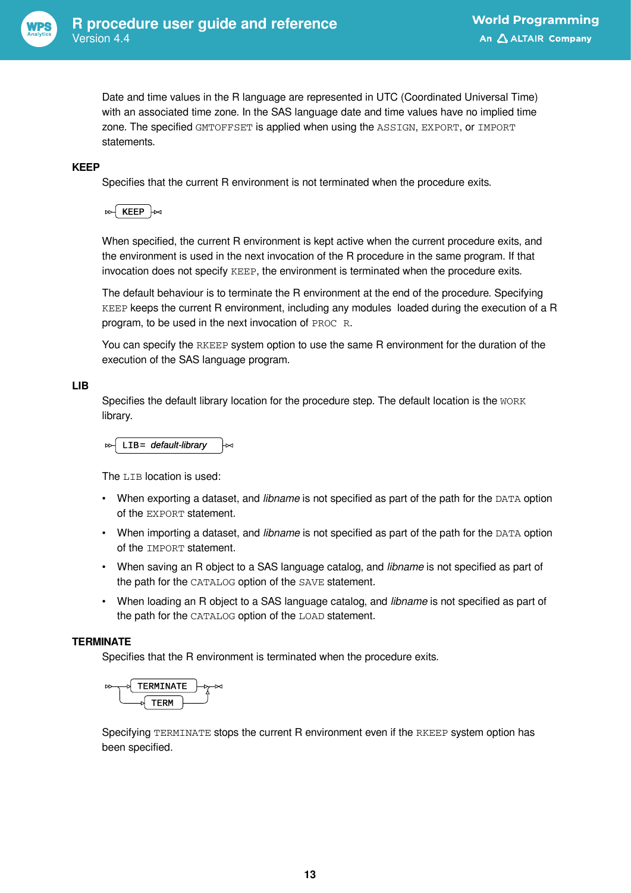Date and time values in the R language are represented in UTC (Coordinated Universal Time) with an associated time zone. In the SAS language date and time values have no implied time zone. The specified `GMTOFFSET` is applied when using the `ASSIGN`, `EXPORT`, or `IMPORT` statements.

### KEEP

Specifies that the current R environment is not terminated when the procedure exits.

```
▷▷─ KEEP ─▷◁
```

When specified, the current R environment is kept active when the current procedure exits, and the environment is used in the next invocation of the R procedure in the same program. If that invocation does not specify `KEEP`, the environment is terminated when the procedure exits.

The default behaviour is to terminate the R environment at the end of the procedure. Specifying `KEEP` keeps the current R environment, including any modules loaded during the execution of a R program, to be used in the next invocation of `PROC R`.

You can specify the `RKEEP` system option to use the same R environment for the duration of the execution of the SAS language program.

### LIB

Specifies the default library location for the procedure step. The default location is the `WORK` library.

```
▷▷─ LIB= default-library ─▷◁
```

The `LIB` location is used:

- When exporting a dataset, and *libname* is not specified as part of the path for the `DATA` option of the `EXPORT` statement.
- When importing a dataset, and *libname* is not specified as part of the path for the `DATA` option of the `IMPORT` statement.
- When saving an R object to a SAS language catalog, and *libname* is not specified as part of the path for the `CATALOG` option of the `SAVE` statement.
- When loading an R object to a SAS language catalog, and *libname* is not specified as part of the path for the `CATALOG` option of the `LOAD` statement.

### TERMINATE

Specifies that the R environment is terminated when the procedure exits.

```
▷▷─┬─ TERMINATE ─┬─▷◁
   └─ TERM ──────┘
```

Specifying `TERMINATE` stops the current R environment even if the `RKEEP` system option has been specified.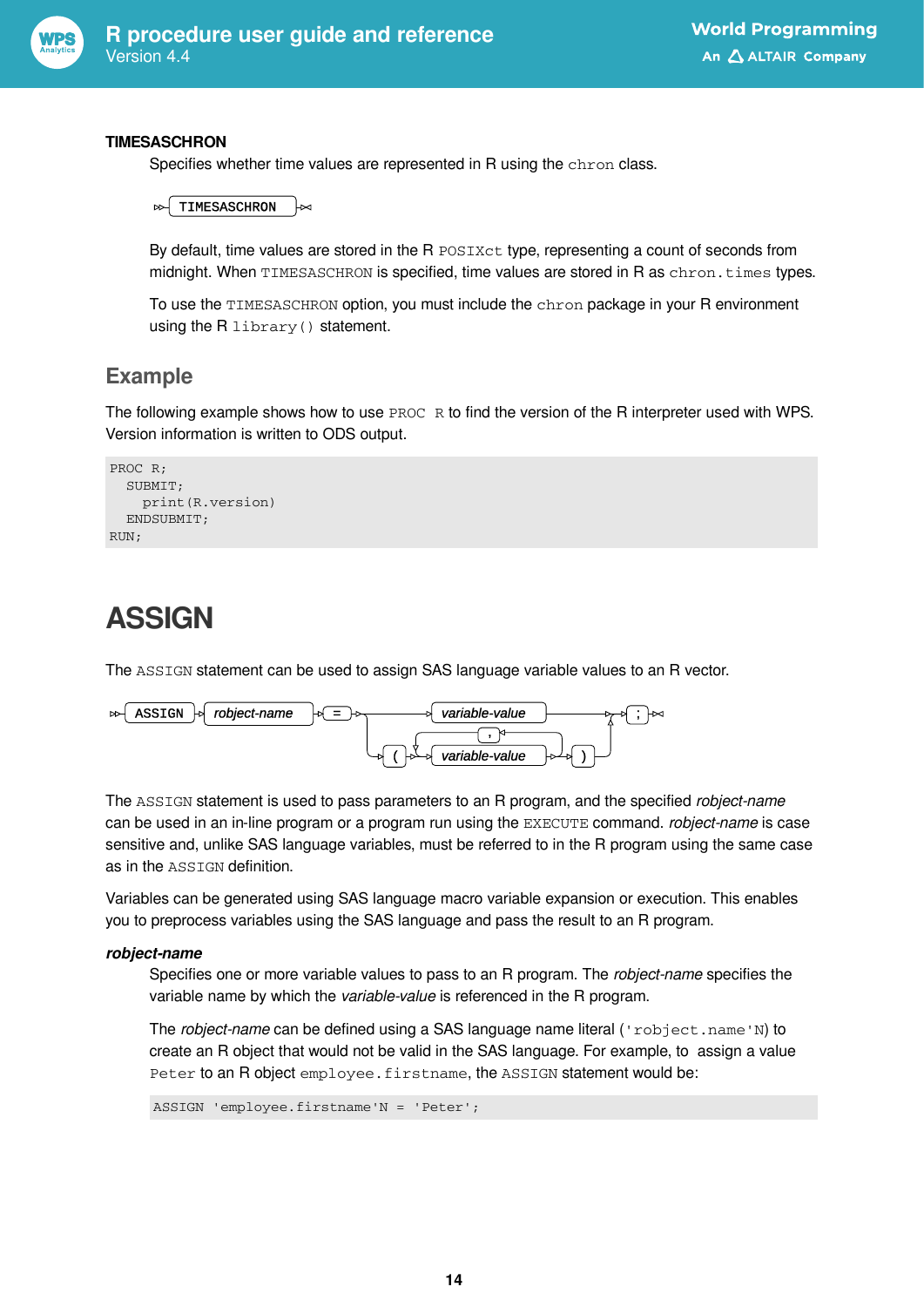**TIMESASCHRON**

Specifies whether time values are represented in R using the `chron` class.

```
TIMESASCHRON
```

By default, time values are stored in the R `POSIXct` type, representing a count of seconds from midnight. When `TIMESASCHRON` is specified, time values are stored in R as `chron.times` types.

To use the `TIMESASCHRON` option, you must include the `chron` package in your R environment using the R `library()` statement.

## Example

The following example shows how to use `PROC R` to find the version of the R interpreter used with WPS. Version information is written to ODS output.

```
PROC R;
  SUBMIT;
    print(R.version)
  ENDSUBMIT;
RUN;
```

# ASSIGN

The `ASSIGN` statement can be used to assign SAS language variable values to an R vector.

```
ASSIGN robject-name = variable-value ;
ASSIGN robject-name = ( variable-value , variable-value ... ) ;
```

The `ASSIGN` statement is used to pass parameters to an R program, and the specified *robject-name* can be used in an in-line program or a program run using the `EXECUTE` command. *robject-name* is case sensitive and, unlike SAS language variables, must be referred to in the R program using the same case as in the `ASSIGN` definition.

Variables can be generated using SAS language macro variable expansion or execution. This enables you to preprocess variables using the SAS language and pass the result to an R program.

***robject-name***

Specifies one or more variable values to pass to an R program. The *robject-name* specifies the variable name by which the *variable-value* is referenced in the R program.

The *robject-name* can be defined using a SAS language name literal (`'robject.name'N`) to create an R object that would not be valid in the SAS language. For example, to assign a value `Peter` to an R object `employee.firstname`, the `ASSIGN` statement would be:

```
ASSIGN 'employee.firstname'N = 'Peter';
```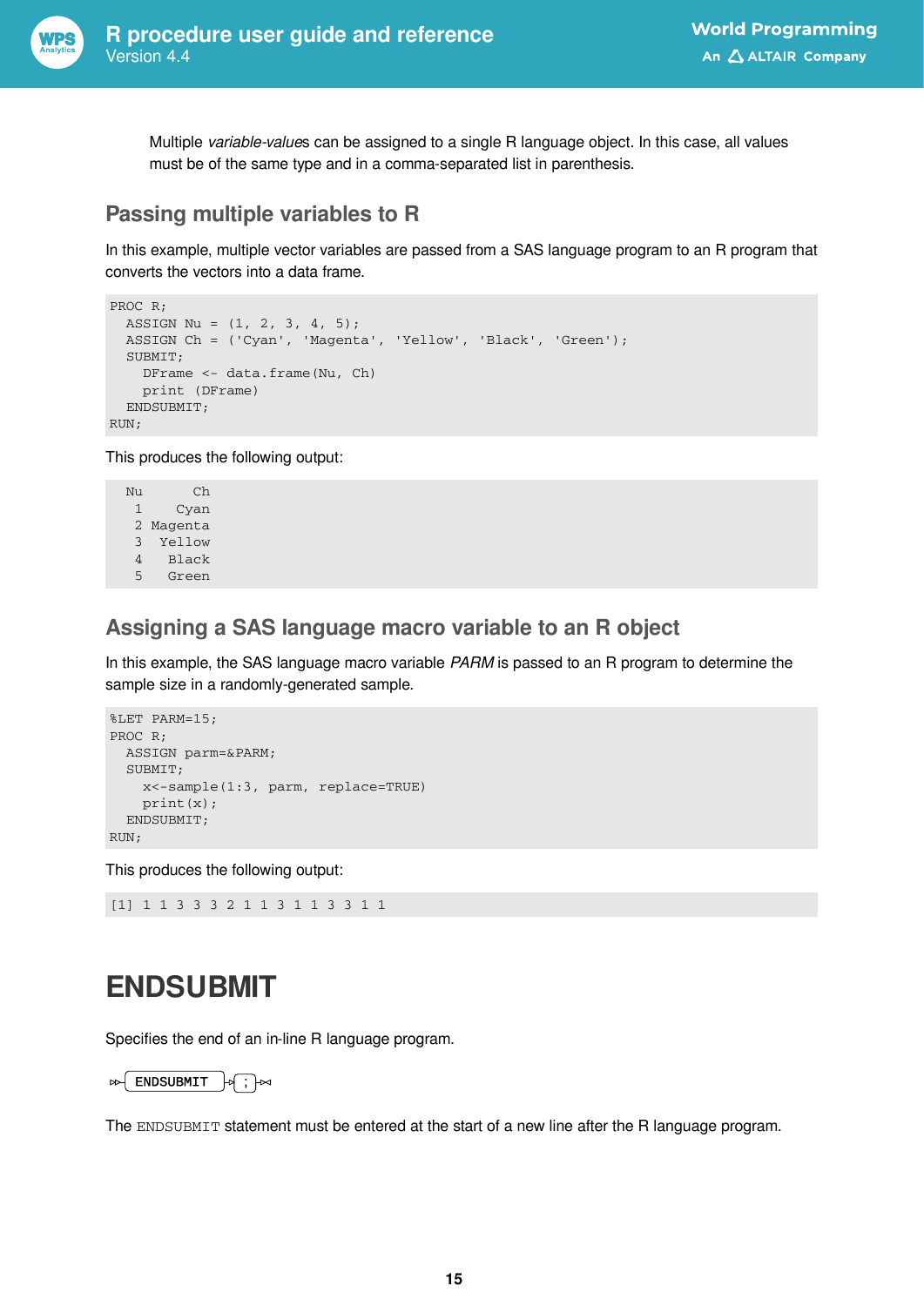Multiple *variable-value*s can be assigned to a single R language object. In this case, all values must be of the same type and in a comma-separated list in parenthesis.

## Passing multiple variables to R

In this example, multiple vector variables are passed from a SAS language program to an R program that converts the vectors into a data frame.

```
PROC R;
  ASSIGN Nu = (1, 2, 3, 4, 5);
  ASSIGN Ch = ('Cyan', 'Magenta', 'Yellow', 'Black', 'Green');
  SUBMIT;
    DFrame <- data.frame(Nu, Ch)
    print (DFrame)
  ENDSUBMIT;
RUN;
```

This produces the following output:

```
  Nu      Ch
   1    Cyan
   2 Magenta
   3  Yellow
   4   Black
   5   Green
```

## Assigning a SAS language macro variable to an R object

In this example, the SAS language macro variable *PARM* is passed to an R program to determine the sample size in a randomly-generated sample.

```
%LET PARM=15;
PROC R;
  ASSIGN parm=&PARM;
  SUBMIT;
    x<-sample(1:3, parm, replace=TRUE)
    print(x);
  ENDSUBMIT;
RUN;
```

This produces the following output:

```
[1] 1 1 3 3 3 2 1 1 3 1 1 3 3 1 1
```

# ENDSUBMIT

Specifies the end of an in-line R language program.

```
ENDSUBMIT ;
```

The `ENDSUBMIT` statement must be entered at the start of a new line after the R language program.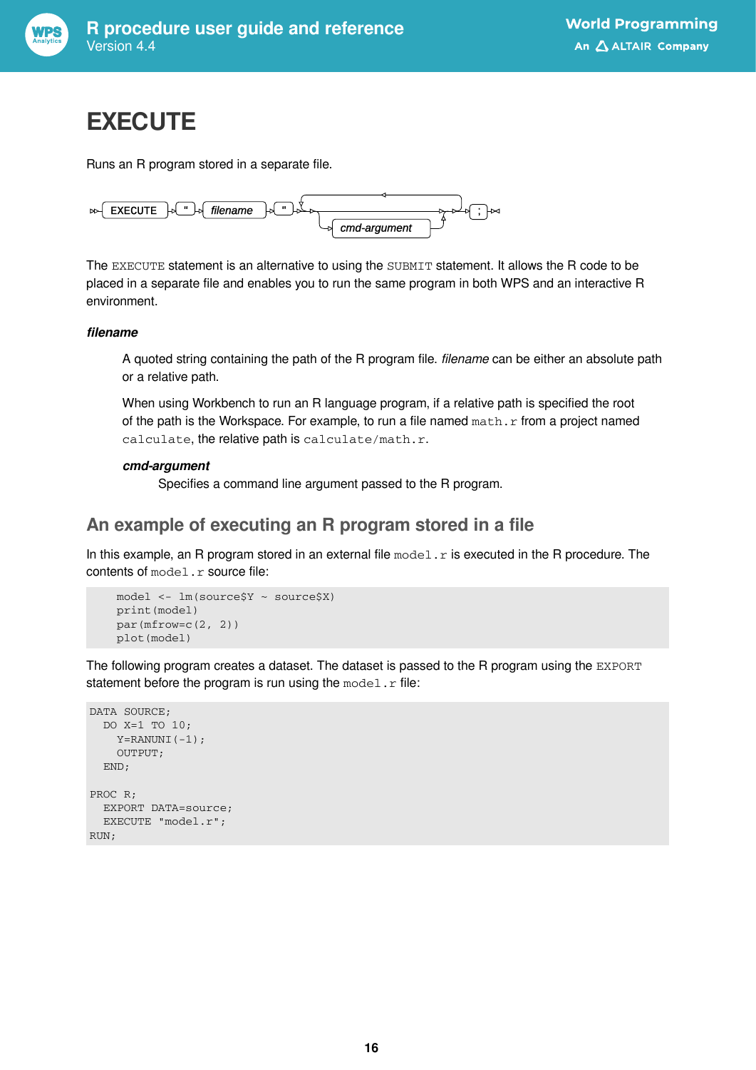# EXECUTE

Runs an R program stored in a separate file.

```
EXECUTE "filename" [cmd-argument ...] ;
```

The `EXECUTE` statement is an alternative to using the `SUBMIT` statement. It allows the R code to be placed in a separate file and enables you to run the same program in both WPS and an interactive R environment.

***filename***

A quoted string containing the path of the R program file. *filename* can be either an absolute path or a relative path.

When using Workbench to run an R language program, if a relative path is specified the root of the path is the Workspace. For example, to run a file named `math.r` from a project named `calculate`, the relative path is `calculate/math.r`.

***cmd-argument***

Specifies a command line argument passed to the R program.

## An example of executing an R program stored in a file

In this example, an R program stored in an external file `model.r` is executed in the R procedure. The contents of `model.r` source file:

```
model <- lm(source$Y ~ source$X)
print(model)
par(mfrow=c(2, 2))
plot(model)
```

The following program creates a dataset. The dataset is passed to the R program using the `EXPORT` statement before the program is run using the `model.r` file:

```
DATA SOURCE;
  DO X=1 TO 10;
    Y=RANUNI(-1);
    OUTPUT;
  END;

PROC R;
  EXPORT DATA=source;
  EXECUTE "model.r";
RUN;
```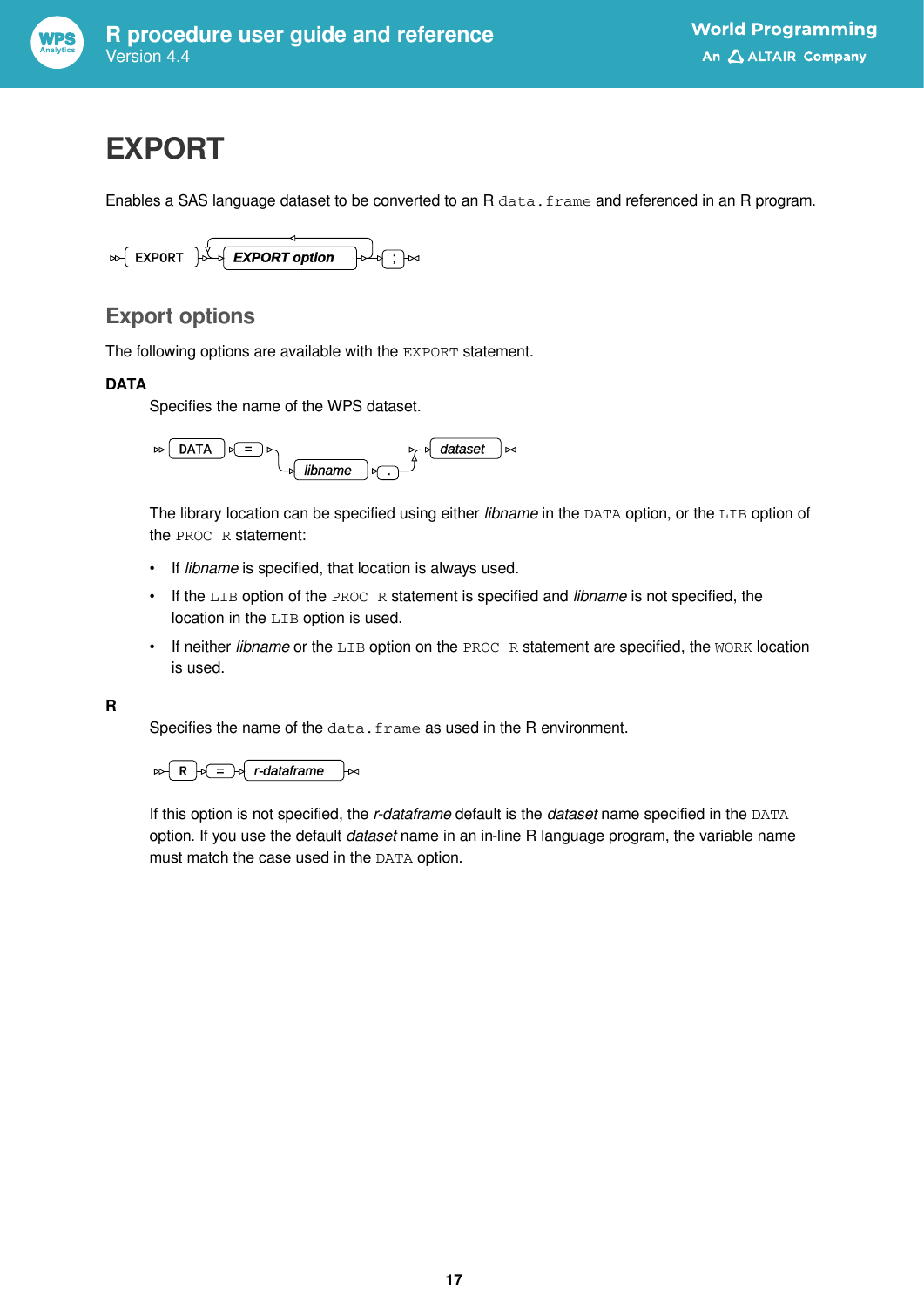# EXPORT

Enables a SAS language dataset to be converted to an R `data.frame` and referenced in an R program.

```
EXPORT EXPORT option ;
```

## Export options

The following options are available with the `EXPORT` statement.

**DATA**

Specifies the name of the WPS dataset.

```
DATA = [libname .] dataset
```

The library location can be specified using either *libname* in the `DATA` option, or the `LIB` option of the `PROC R` statement:

- If *libname* is specified, that location is always used.
- If the `LIB` option of the `PROC R` statement is specified and *libname* is not specified, the location in the `LIB` option is used.
- If neither *libname* or the `LIB` option on the `PROC R` statement are specified, the `WORK` location is used.

**R**

Specifies the name of the `data.frame` as used in the R environment.

```
R = r-dataframe
```

If this option is not specified, the *r-dataframe* default is the *dataset* name specified in the `DATA` option. If you use the default *dataset* name in an in-line R language program, the variable name must match the case used in the `DATA` option.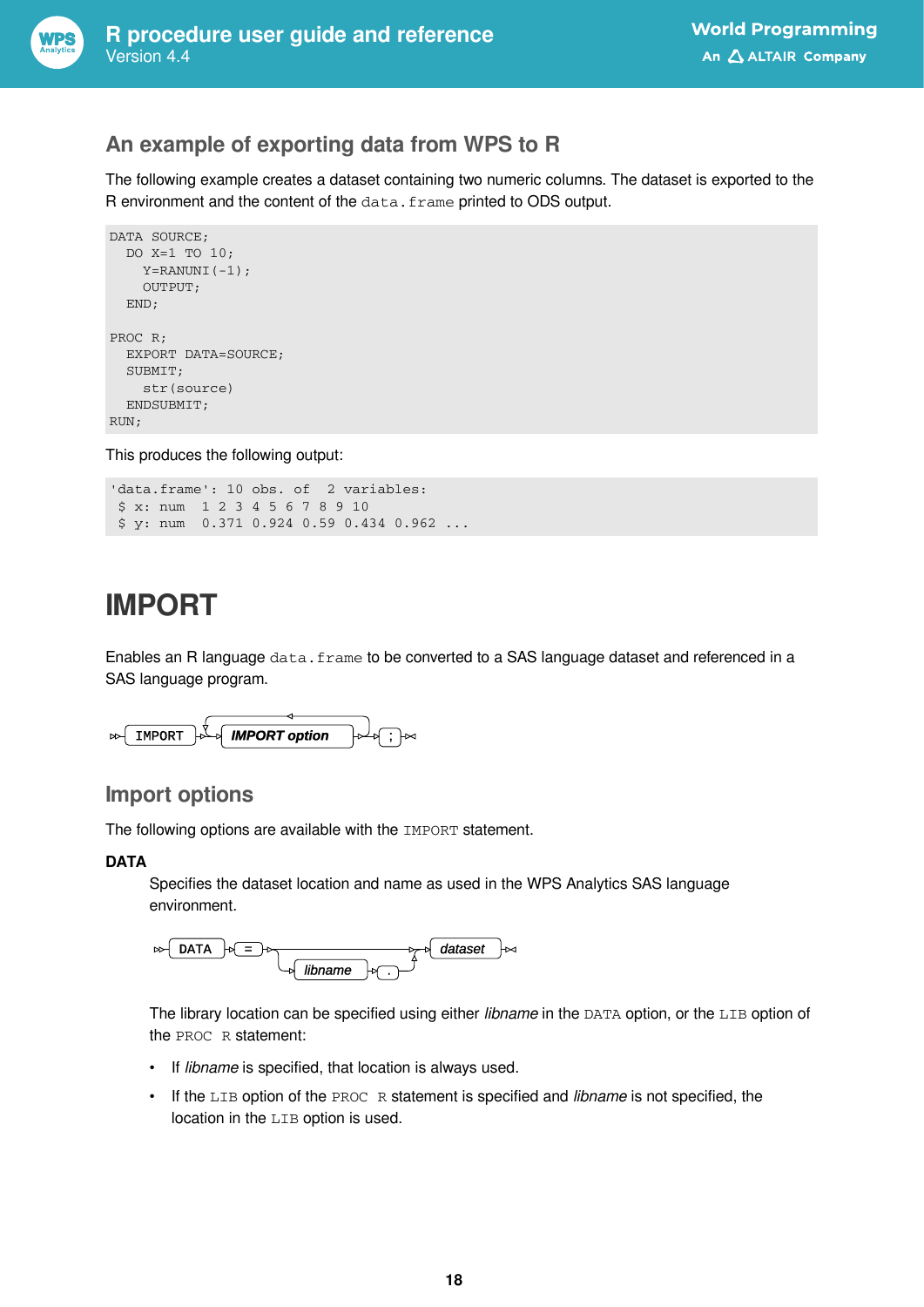## An example of exporting data from WPS to R

The following example creates a dataset containing two numeric columns. The dataset is exported to the R environment and the content of the `data.frame` printed to ODS output.

```
DATA SOURCE;
  DO X=1 TO 10;
    Y=RANUNI(-1);
    OUTPUT;
  END;

PROC R;
  EXPORT DATA=SOURCE;
  SUBMIT;
    str(source)
  ENDSUBMIT;
RUN;
```

This produces the following output:

```
'data.frame': 10 obs. of  2 variables:
 $ x: num  1 2 3 4 5 6 7 8 9 10
 $ y: num  0.371 0.924 0.59 0.434 0.962 ...
```

# IMPORT

Enables an R language `data.frame` to be converted to a SAS language dataset and referenced in a SAS language program.

```
IMPORT [IMPORT option ...] ;
```

## Import options

The following options are available with the `IMPORT` statement.

**DATA**

Specifies the dataset location and name as used in the WPS Analytics SAS language environment.

```
DATA = [libname .] dataset
```

The library location can be specified using either *libname* in the `DATA` option, or the `LIB` option of the `PROC R` statement:

- If *libname* is specified, that location is always used.
- If the `LIB` option of the `PROC R` statement is specified and *libname* is not specified, the location in the `LIB` option is used.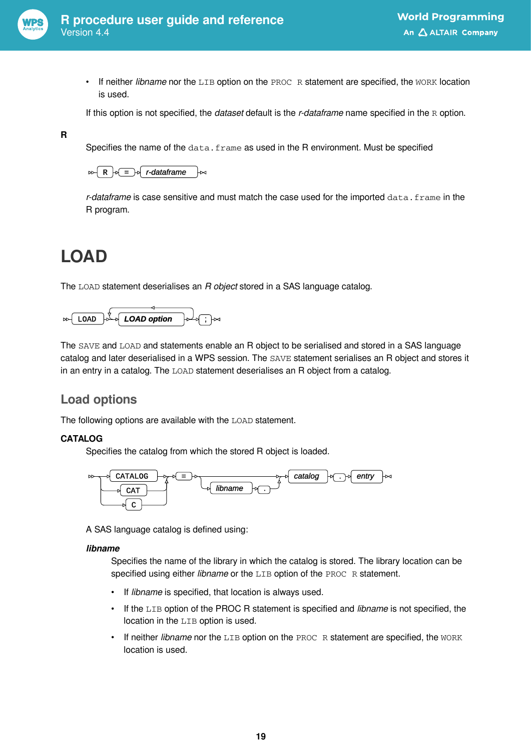- If neither *libname* nor the `LIB` option on the `PROC R` statement are specified, the `WORK` location is used.

If this option is not specified, the *dataset* default is the *r-dataframe* name specified in the `R` option.

**R**

Specifies the name of the `data.frame` as used in the R environment. Must be specified

```
R = r-dataframe
```

*r-dataframe* is case sensitive and must match the case used for the imported `data.frame` in the R program.

# LOAD

The `LOAD` statement deserialises an *R object* stored in a SAS language catalog.

```
LOAD LOAD option ... ;
```

The `SAVE` and `LOAD` and statements enable an R object to be serialised and stored in a SAS language catalog and later deserialised in a WPS session. The `SAVE` statement serialises an R object and stores it in an entry in a catalog. The `LOAD` statement deserialises an R object from a catalog.

## Load options

The following options are available with the `LOAD` statement.

**CATALOG**

Specifies the catalog from which the stored R object is loaded.

```
CATALOG | CAT | C = [libname .] catalog . entry
```

A SAS language catalog is defined using:

***libname***

Specifies the name of the library in which the catalog is stored. The library location can be specified using either *libname* or the `LIB` option of the `PROC R` statement.

- If *libname* is specified, that location is always used.
- If the `LIB` option of the PROC R statement is specified and *libname* is not specified, the location in the `LIB` option is used.
- If neither *libname* nor the `LIB` option on the `PROC R` statement are specified, the `WORK` location is used.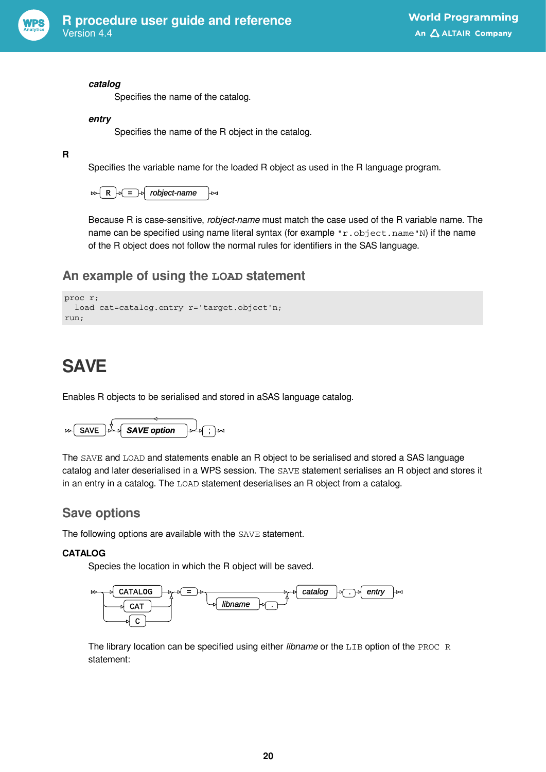*catalog*

Specifies the name of the catalog.

*entry*

Specifies the name of the R object in the catalog.

**R**

Specifies the variable name for the loaded R object as used in the R language program.

R = *robject-name*

Because R is case-sensitive, *robject-name* must match the case used of the R variable name. The name can be specified using name literal syntax (for example `"r.object.name"N`) if the name of the R object does not follow the normal rules for identifiers in the SAS language.

## An example of using the LOAD statement

```
proc r;
  load cat=catalog.entry r='target.object'n;
run;
```

# SAVE

Enables R objects to be serialised and stored in aSAS language catalog.

SAVE *SAVE option* ;

The `SAVE` and `LOAD` and statements enable an R object to be serialised and stored a SAS language catalog and later deserialised in a WPS session. The `SAVE` statement serialises an R object and stores it in an entry in a catalog. The `LOAD` statement deserialises an R object from a catalog.

## Save options

The following options are available with the `SAVE` statement.

**CATALOG**

Species the location in which the R object will be saved.

CATALOG | CAT | C = [ *libname* . ] *catalog* . *entry*

The library location can be specified using either *libname* or the `LIB` option of the `PROC R` statement: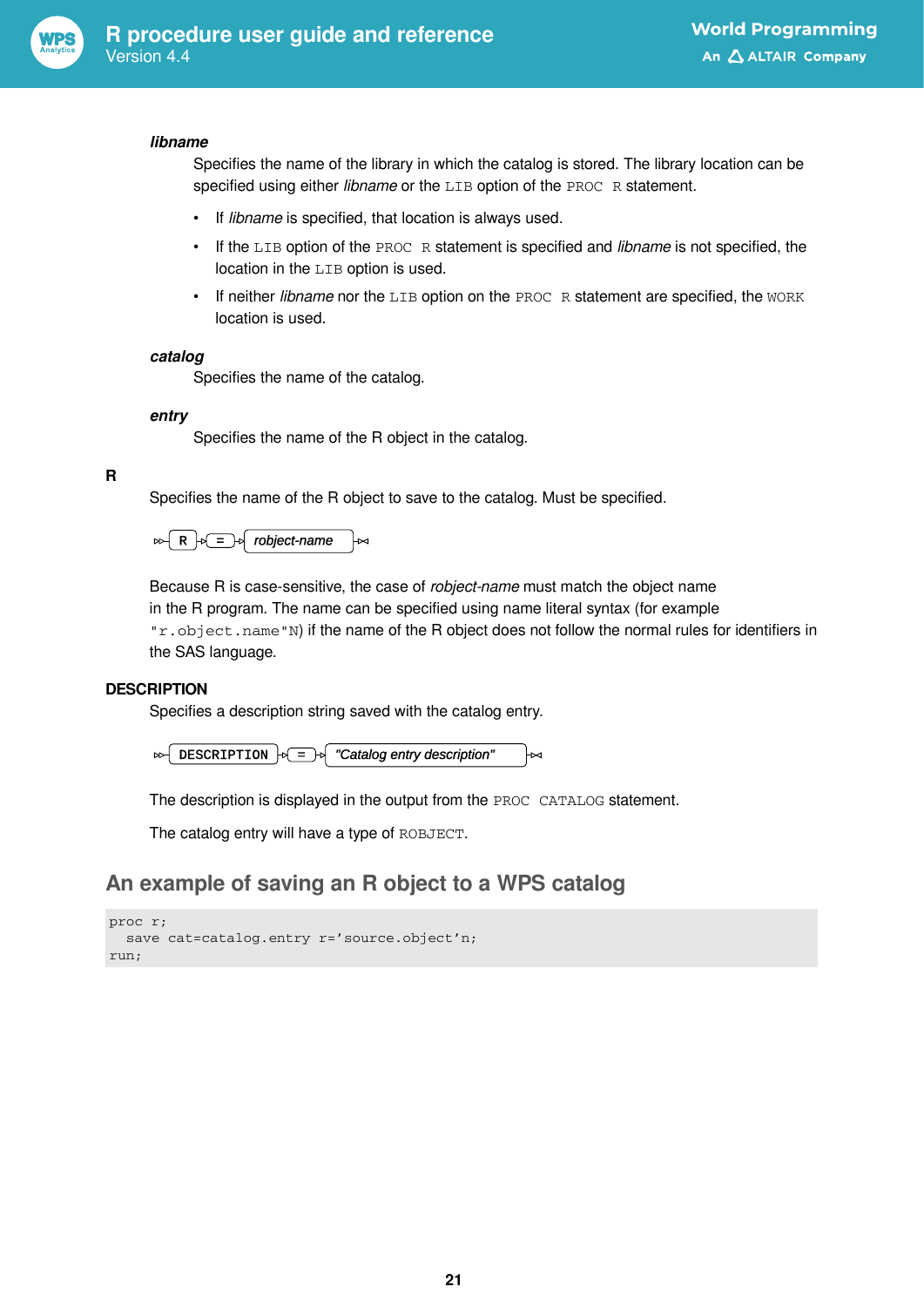***libname***

Specifies the name of the library in which the catalog is stored. The library location can be specified using either *libname* or the `LIB` option of the `PROC R` statement.

- If *libname* is specified, that location is always used.
- If the `LIB` option of the `PROC R` statement is specified and *libname* is not specified, the location in the `LIB` option is used.
- If neither *libname* nor the `LIB` option on the `PROC R` statement are specified, the `WORK` location is used.

***catalog***

Specifies the name of the catalog.

***entry***

Specifies the name of the R object in the catalog.

**R**

Specifies the name of the R object to save to the catalog. Must be specified.

```
R = robject-name
```

Because R is case-sensitive, the case of *robject-name* must match the object name in the R program. The name can be specified using name literal syntax (for example `"r.object.name"N`) if the name of the R object does not follow the normal rules for identifiers in the SAS language.

**DESCRIPTION**

Specifies a description string saved with the catalog entry.

```
DESCRIPTION = "Catalog entry description"
```

The description is displayed in the output from the `PROC CATALOG` statement.

The catalog entry will have a type of `ROBJECT`.

## An example of saving an R object to a WPS catalog

```
proc r;
  save cat=catalog.entry r='source.object'n;
run;
```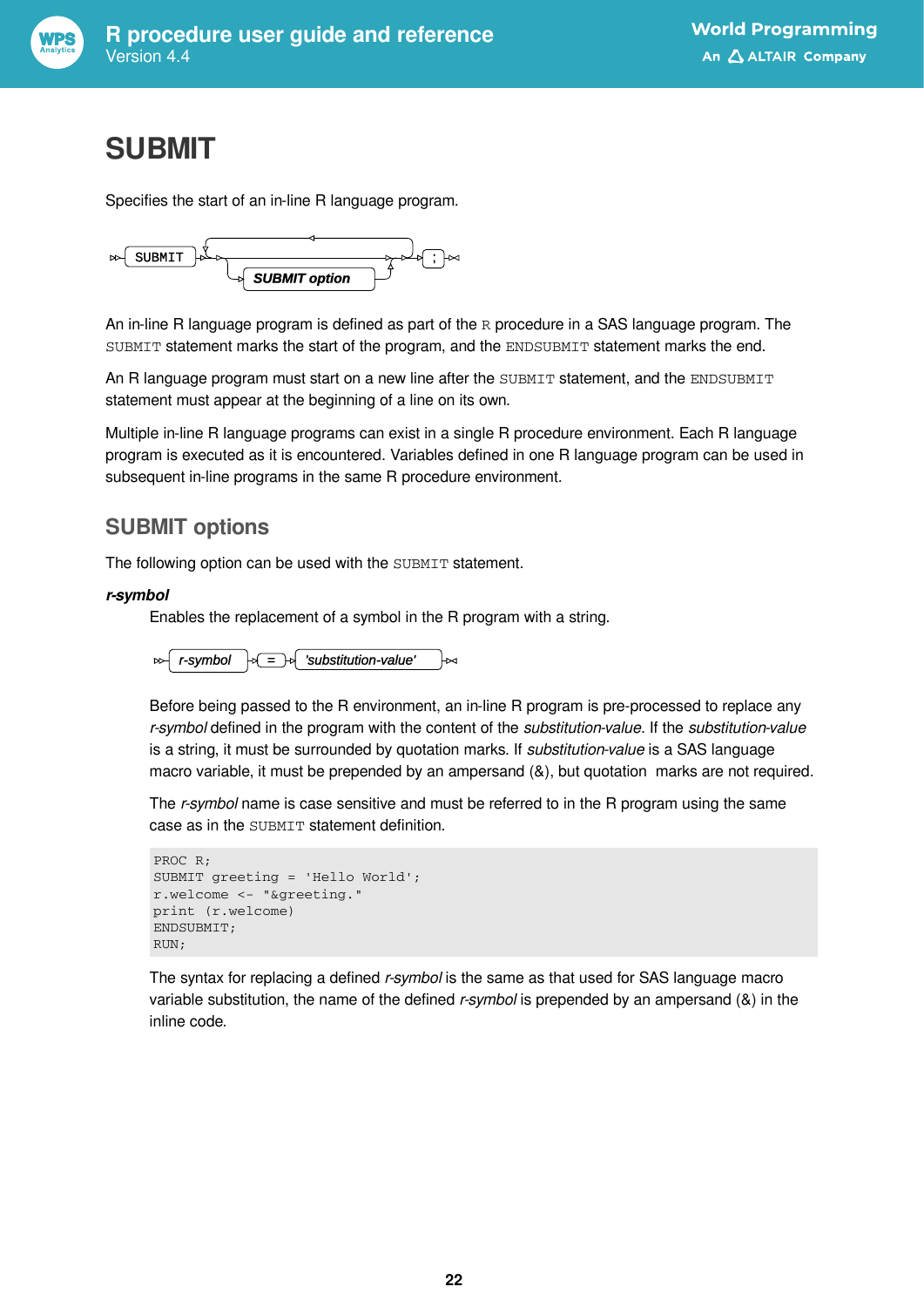# SUBMIT

Specifies the start of an in-line R language program.

```
SUBMIT [SUBMIT option ...] ;
```

An in-line R language program is defined as part of the `R` procedure in a SAS language program. The `SUBMIT` statement marks the start of the program, and the `ENDSUBMIT` statement marks the end.

An R language program must start on a new line after the `SUBMIT` statement, and the `ENDSUBMIT` statement must appear at the beginning of a line on its own.

Multiple in-line R language programs can exist in a single R procedure environment. Each R language program is executed as it is encountered. Variables defined in one R language program can be used in subsequent in-line programs in the same R procedure environment.

## SUBMIT options

The following option can be used with the `SUBMIT` statement.

***r-symbol***

Enables the replacement of a symbol in the R program with a string.

```
r-symbol = 'substitution-value'
```

Before being passed to the R environment, an in-line R program is pre-processed to replace any *r-symbol* defined in the program with the content of the *substitution-value*. If the *substitution-value* is a string, it must be surrounded by quotation marks. If *substitution-value* is a SAS language macro variable, it must be prepended by an ampersand (&), but quotation marks are not required.

The *r-symbol* name is case sensitive and must be referred to in the R program using the same case as in the `SUBMIT` statement definition.

```
PROC R;
SUBMIT greeting = 'Hello World';
r.welcome <- "&greeting."
print (r.welcome)
ENDSUBMIT;
RUN;
```

The syntax for replacing a defined *r-symbol* is the same as that used for SAS language macro variable substitution, the name of the defined *r-symbol* is prepended by an ampersand (&) in the inline code.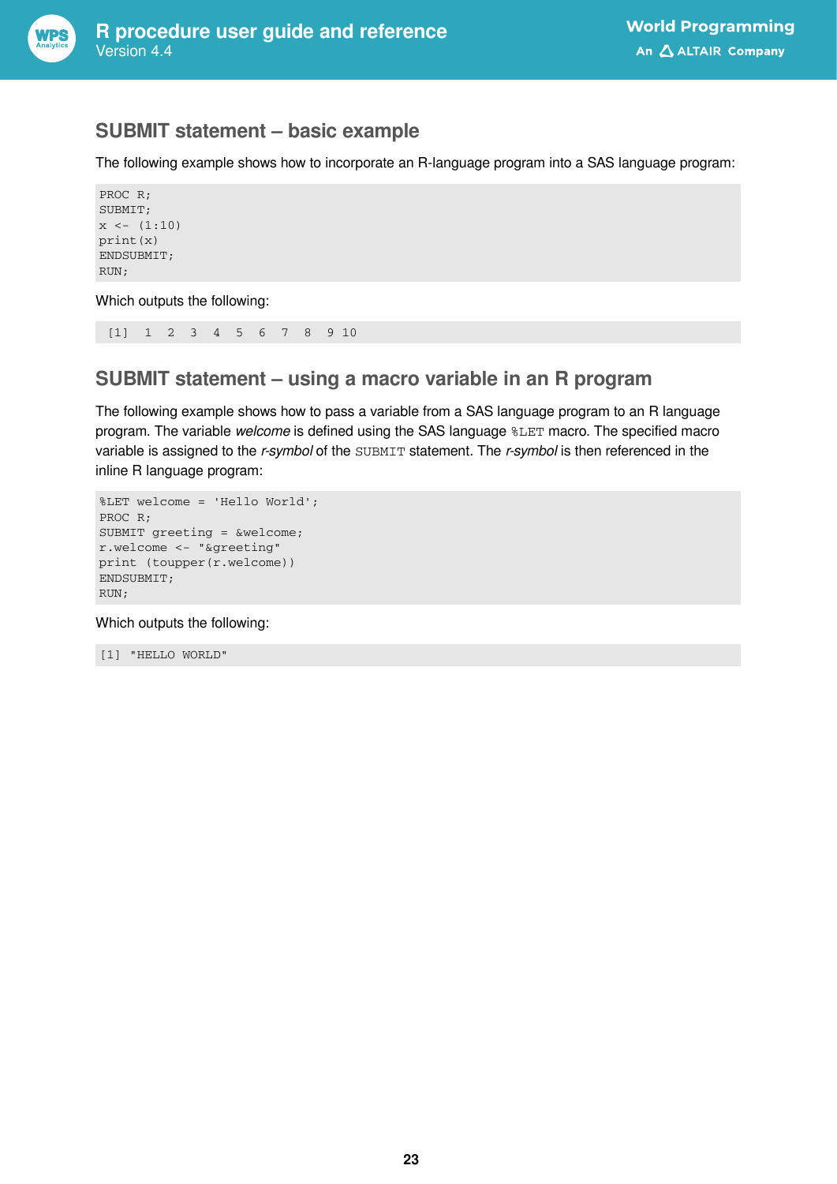## SUBMIT statement – basic example

The following example shows how to incorporate an R-language program into a SAS language program:

```
PROC R;
SUBMIT;
x <- (1:10)
print(x)
ENDSUBMIT;
RUN;
```

Which outputs the following:

```
 [1]  1  2  3  4  5  6  7  8  9 10
```

## SUBMIT statement – using a macro variable in an R program

The following example shows how to pass a variable from a SAS language program to an R language program. The variable *welcome* is defined using the SAS language `%LET` macro. The specified macro variable is assigned to the *r-symbol* of the `SUBMIT` statement. The *r-symbol* is then referenced in the inline R language program:

```
%LET welcome = 'Hello World';
PROC R;
SUBMIT greeting = &welcome;
r.welcome <- "&greeting"
print (toupper(r.welcome))
ENDSUBMIT;
RUN;
```

Which outputs the following:

```
[1] "HELLO WORLD"
```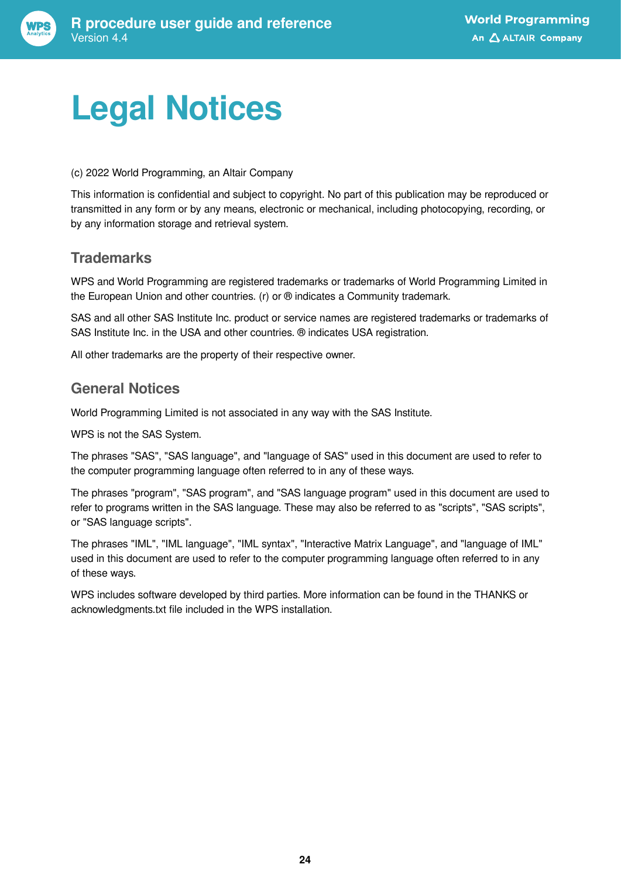# Legal Notices

(c) 2022 World Programming, an Altair Company

This information is confidential and subject to copyright. No part of this publication may be reproduced or transmitted in any form or by any means, electronic or mechanical, including photocopying, recording, or by any information storage and retrieval system.

## Trademarks

WPS and World Programming are registered trademarks or trademarks of World Programming Limited in the European Union and other countries. (r) or ® indicates a Community trademark.

SAS and all other SAS Institute Inc. product or service names are registered trademarks or trademarks of SAS Institute Inc. in the USA and other countries. ® indicates USA registration.

All other trademarks are the property of their respective owner.

## General Notices

World Programming Limited is not associated in any way with the SAS Institute.

WPS is not the SAS System.

The phrases "SAS", "SAS language", and "language of SAS" used in this document are used to refer to the computer programming language often referred to in any of these ways.

The phrases "program", "SAS program", and "SAS language program" used in this document are used to refer to programs written in the SAS language. These may also be referred to as "scripts", "SAS scripts", or "SAS language scripts".

The phrases "IML", "IML language", "IML syntax", "Interactive Matrix Language", and "language of IML" used in this document are used to refer to the computer programming language often referred to in any of these ways.

WPS includes software developed by third parties. More information can be found in the THANKS or acknowledgments.txt file included in the WPS installation.